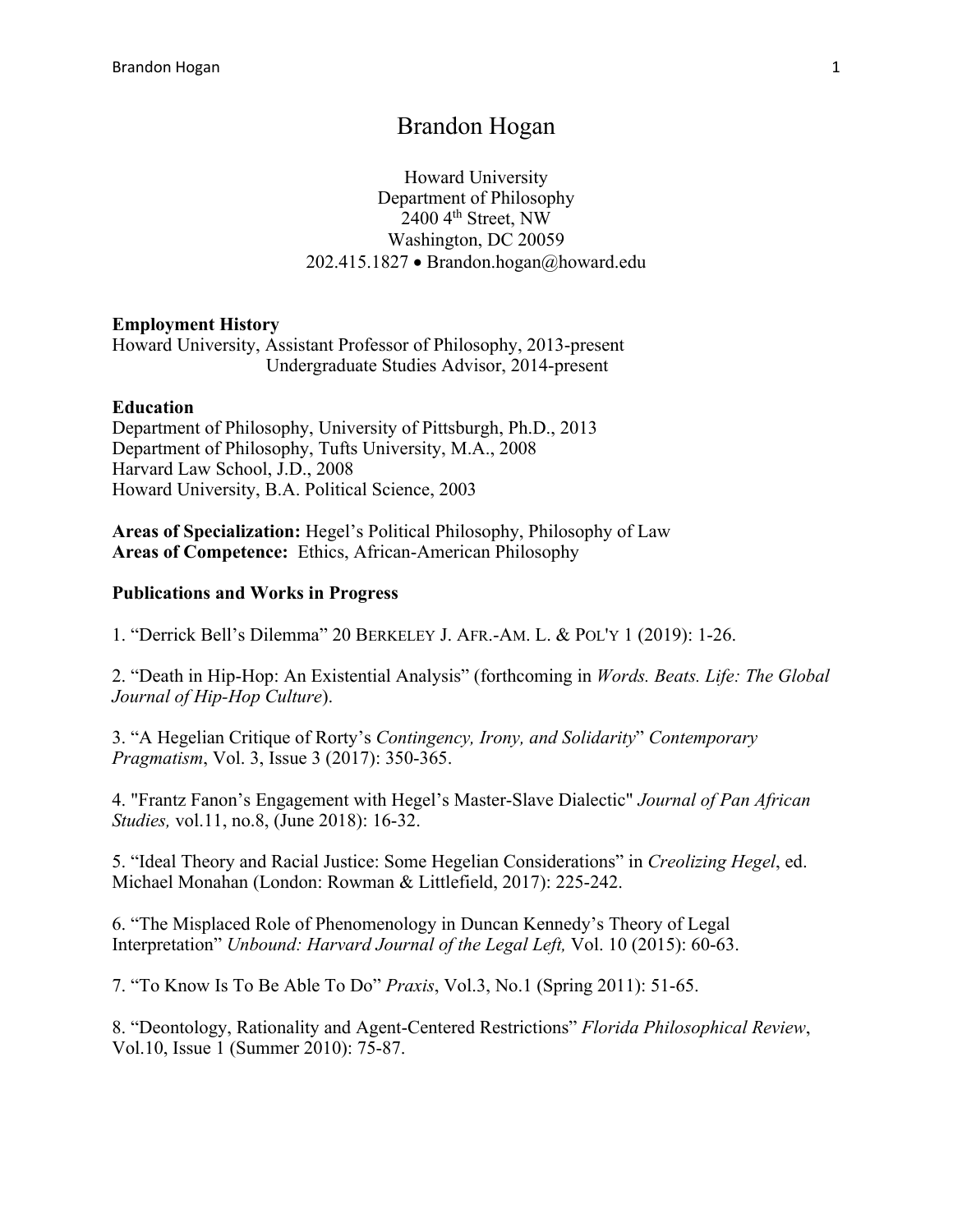# Brandon Hogan

Howard University
Department of Philosophy
2400 4th Street, NW
Washington, DC 20059
202.415.1827 • Brandon.hogan@howard.edu

**Employment History**
Howard University, Assistant Professor of Philosophy, 2013-present
Undergraduate Studies Advisor, 2014-present

**Education**
Department of Philosophy, University of Pittsburgh, Ph.D., 2013
Department of Philosophy, Tufts University, M.A., 2008
Harvard Law School, J.D., 2008
Howard University, B.A. Political Science, 2003

**Areas of Specialization:** Hegel's Political Philosophy, Philosophy of Law
**Areas of Competence:** Ethics, African-American Philosophy

**Publications and Works in Progress**

1. "Derrick Bell's Dilemma" 20 BERKELEY J. AFR.-AM. L. & POL'Y 1 (2019): 1-26.

2. "Death in Hip-Hop: An Existential Analysis" (forthcoming in *Words. Beats. Life: The Global Journal of Hip-Hop Culture*).

3. "A Hegelian Critique of Rorty's *Contingency, Irony, and Solidarity*" *Contemporary Pragmatism*, Vol. 3, Issue 3 (2017): 350-365.

4. "Frantz Fanon's Engagement with Hegel's Master-Slave Dialectic" *Journal of Pan African Studies,* vol.11, no.8, (June 2018): 16-32.

5. "Ideal Theory and Racial Justice: Some Hegelian Considerations" in *Creolizing Hegel*, ed. Michael Monahan (London: Rowman & Littlefield, 2017): 225-242.

6. "The Misplaced Role of Phenomenology in Duncan Kennedy's Theory of Legal Interpretation" *Unbound: Harvard Journal of the Legal Left,* Vol. 10 (2015): 60-63.

7. "To Know Is To Be Able To Do" *Praxis*, Vol.3, No.1 (Spring 2011): 51-65.

8. "Deontology, Rationality and Agent-Centered Restrictions" *Florida Philosophical Review*, Vol.10, Issue 1 (Summer 2010): 75-87.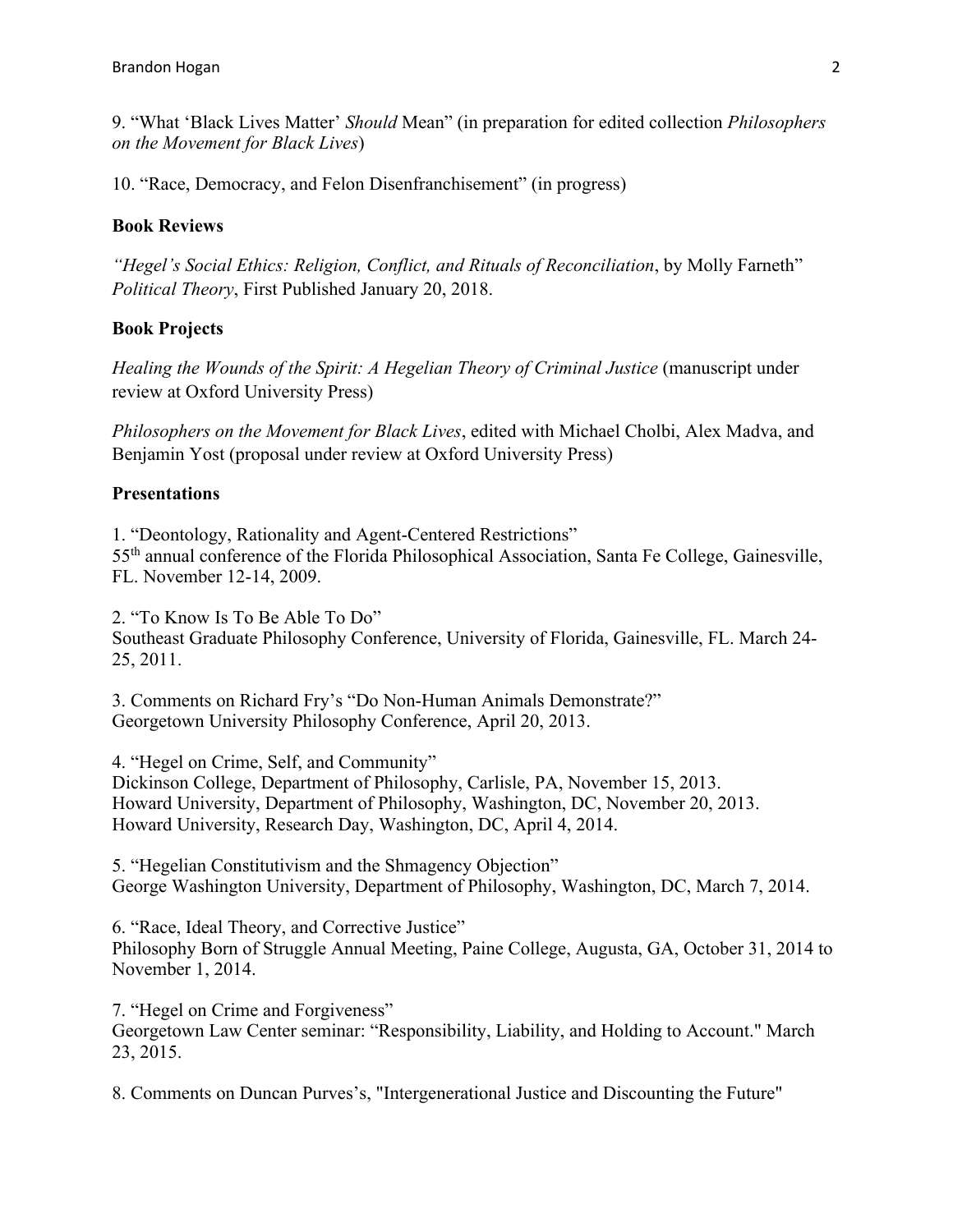9. "What 'Black Lives Matter' *Should* Mean" (in preparation for edited collection *Philosophers on the Movement for Black Lives*)

10. "Race, Democracy, and Felon Disenfranchisement" (in progress)

**Book Reviews**

*"Hegel's Social Ethics: Religion, Conflict, and Rituals of Reconciliation*, by Molly Farneth" *Political Theory*, First Published January 20, 2018.

**Book Projects**

*Healing the Wounds of the Spirit: A Hegelian Theory of Criminal Justice* (manuscript under review at Oxford University Press)

*Philosophers on the Movement for Black Lives*, edited with Michael Cholbi, Alex Madva, and Benjamin Yost (proposal under review at Oxford University Press)

**Presentations**

1. "Deontology, Rationality and Agent-Centered Restrictions"
55th annual conference of the Florida Philosophical Association, Santa Fe College, Gainesville, FL. November 12-14, 2009.

2. "To Know Is To Be Able To Do"
Southeast Graduate Philosophy Conference, University of Florida, Gainesville, FL. March 24-25, 2011.

3. Comments on Richard Fry's "Do Non-Human Animals Demonstrate?"
Georgetown University Philosophy Conference, April 20, 2013.

4. "Hegel on Crime, Self, and Community"
Dickinson College, Department of Philosophy, Carlisle, PA, November 15, 2013.
Howard University, Department of Philosophy, Washington, DC, November 20, 2013.
Howard University, Research Day, Washington, DC, April 4, 2014.

5. "Hegelian Constitutivism and the Shmagency Objection"
George Washington University, Department of Philosophy, Washington, DC, March 7, 2014.

6. "Race, Ideal Theory, and Corrective Justice"
Philosophy Born of Struggle Annual Meeting, Paine College, Augusta, GA, October 31, 2014 to November 1, 2014.

7. "Hegel on Crime and Forgiveness"
Georgetown Law Center seminar: "Responsibility, Liability, and Holding to Account." March 23, 2015.

8. Comments on Duncan Purves's, "Intergenerational Justice and Discounting the Future"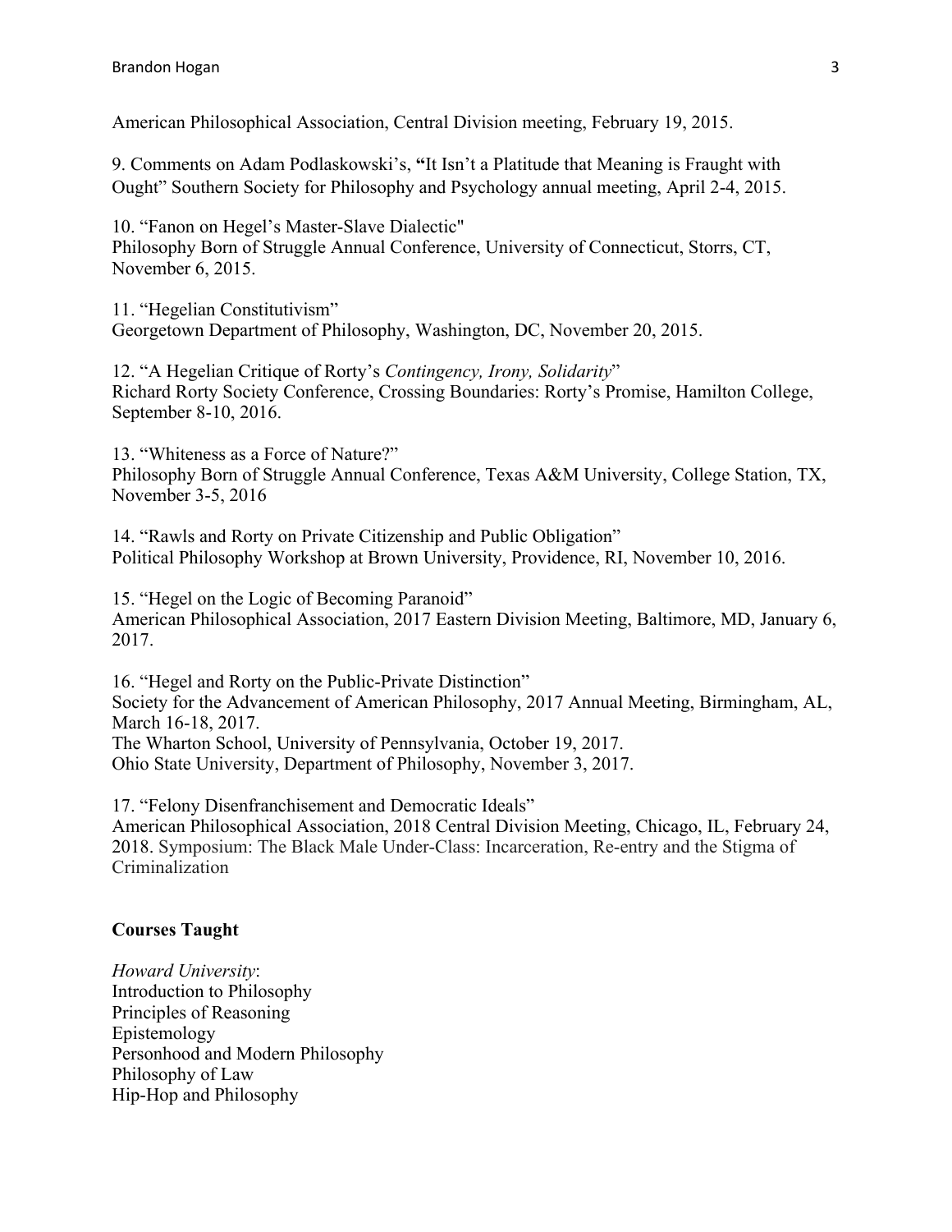American Philosophical Association, Central Division meeting, February 19, 2015.

9. Comments on Adam Podlaskowski's, **"**It Isn't a Platitude that Meaning is Fraught with Ought" Southern Society for Philosophy and Psychology annual meeting, April 2-4, 2015.

10. "Fanon on Hegel's Master-Slave Dialectic"
Philosophy Born of Struggle Annual Conference, University of Connecticut, Storrs, CT, November 6, 2015.

11. "Hegelian Constitutivism"
Georgetown Department of Philosophy, Washington, DC, November 20, 2015.

12. "A Hegelian Critique of Rorty's *Contingency, Irony, Solidarity*"
Richard Rorty Society Conference, Crossing Boundaries: Rorty's Promise, Hamilton College, September 8-10, 2016.

13. "Whiteness as a Force of Nature?"
Philosophy Born of Struggle Annual Conference, Texas A&M University, College Station, TX, November 3-5, 2016

14. "Rawls and Rorty on Private Citizenship and Public Obligation"
Political Philosophy Workshop at Brown University, Providence, RI, November 10, 2016.

15. "Hegel on the Logic of Becoming Paranoid"
American Philosophical Association, 2017 Eastern Division Meeting, Baltimore, MD, January 6, 2017.

16. "Hegel and Rorty on the Public-Private Distinction"
Society for the Advancement of American Philosophy, 2017 Annual Meeting, Birmingham, AL, March 16-18, 2017.
The Wharton School, University of Pennsylvania, October 19, 2017.
Ohio State University, Department of Philosophy, November 3, 2017.

17. "Felony Disenfranchisement and Democratic Ideals"
American Philosophical Association, 2018 Central Division Meeting, Chicago, IL, February 24, 2018. Symposium: The Black Male Under-Class: Incarceration, Re-entry and the Stigma of Criminalization

**Courses Taught**

*Howard University*:
Introduction to Philosophy
Principles of Reasoning
Epistemology
Personhood and Modern Philosophy
Philosophy of Law
Hip-Hop and Philosophy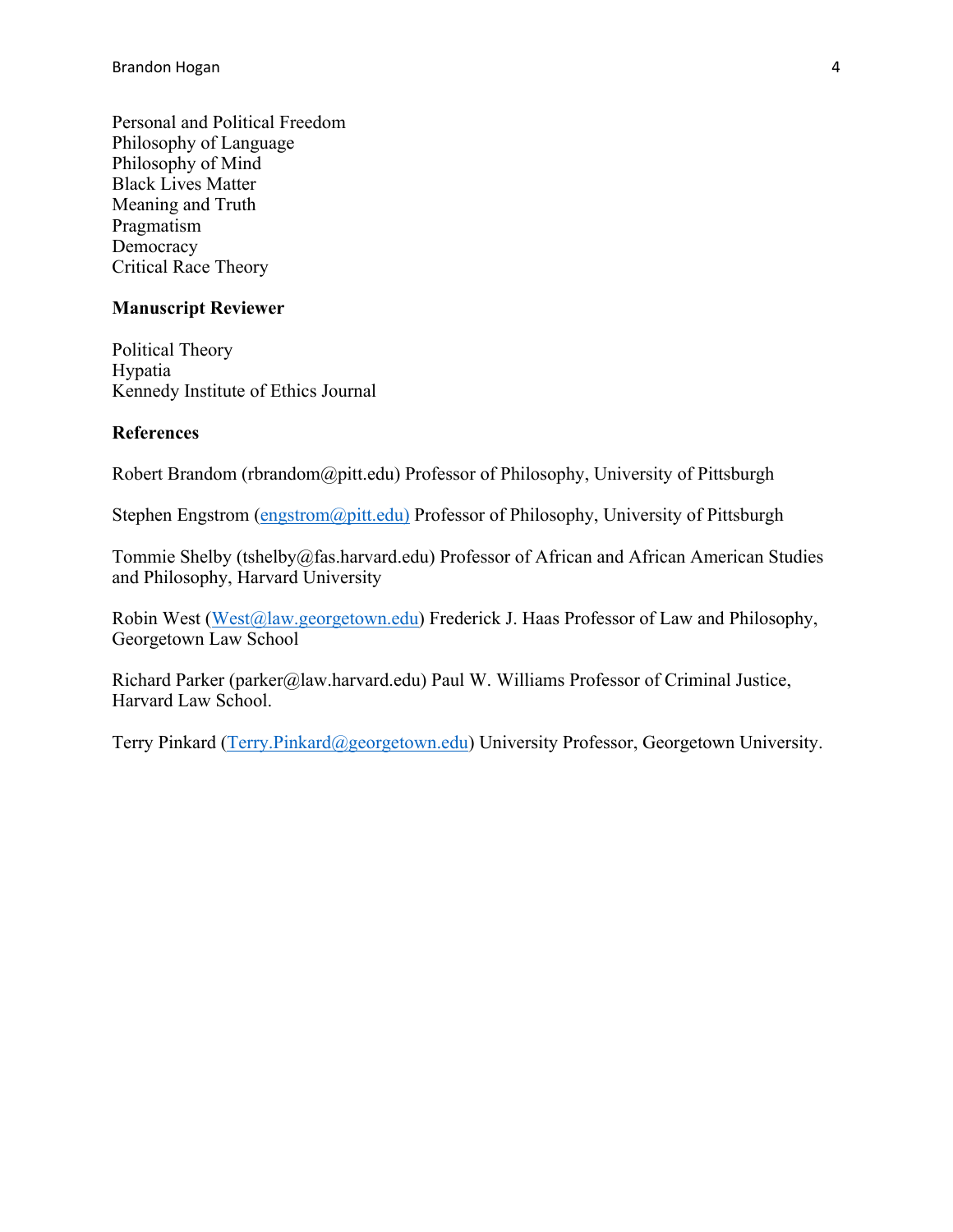Personal and Political Freedom  
Philosophy of Language  
Philosophy of Mind  
Black Lives Matter  
Meaning and Truth  
Pragmatism  
Democracy  
Critical Race Theory

**Manuscript Reviewer**

Political Theory  
Hypatia  
Kennedy Institute of Ethics Journal

**References**

Robert Brandom (rbrandom@pitt.edu) Professor of Philosophy, University of Pittsburgh

Stephen Engstrom (engstrom@pitt.edu) Professor of Philosophy, University of Pittsburgh

Tommie Shelby (tshelby@fas.harvard.edu) Professor of African and African American Studies and Philosophy, Harvard University

Robin West (West@law.georgetown.edu) Frederick J. Haas Professor of Law and Philosophy, Georgetown Law School

Richard Parker (parker@law.harvard.edu) Paul W. Williams Professor of Criminal Justice, Harvard Law School.

Terry Pinkard (Terry.Pinkard@georgetown.edu) University Professor, Georgetown University.